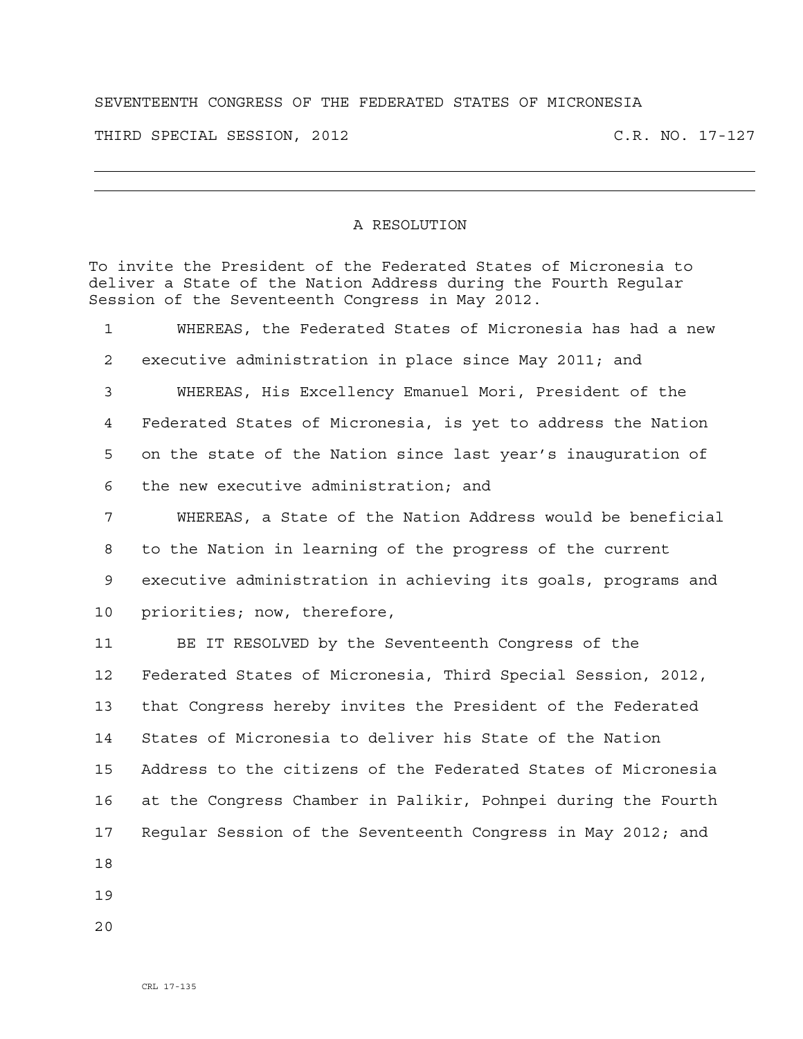SEVENTEENTH CONGRESS OF THE FEDERATED STATES OF MICRONESIA

THIRD SPECIAL SESSION, 2012 C.R. NO. 17-127

---

## A RESOLUTION

To invite the President of the Federated States of Micronesia to deliver a State of the Nation Address during the Fourth Regular Session of the Seventeenth Congress in May 2012.

1 WHEREAS, the Federated States of Micronesia has had a new
2 executive administration in place since May 2011; and
3 WHEREAS, His Excellency Emanuel Mori, President of the
4 Federated States of Micronesia, is yet to address the Nation
5 on the state of the Nation since last year's inauguration of
6 the new executive administration; and
7 WHEREAS, a State of the Nation Address would be beneficial
8 to the Nation in learning of the progress of the current
9 executive administration in achieving its goals, programs and
10 priorities; now, therefore,
11 BE IT RESOLVED by the Seventeenth Congress of the
12 Federated States of Micronesia, Third Special Session, 2012,
13 that Congress hereby invites the President of the Federated
14 States of Micronesia to deliver his State of the Nation
15 Address to the citizens of the Federated States of Micronesia
16 at the Congress Chamber in Palikir, Pohnpei during the Fourth
17 Regular Session of the Seventeenth Congress in May 2012; and
18
19
20

CRL 17-135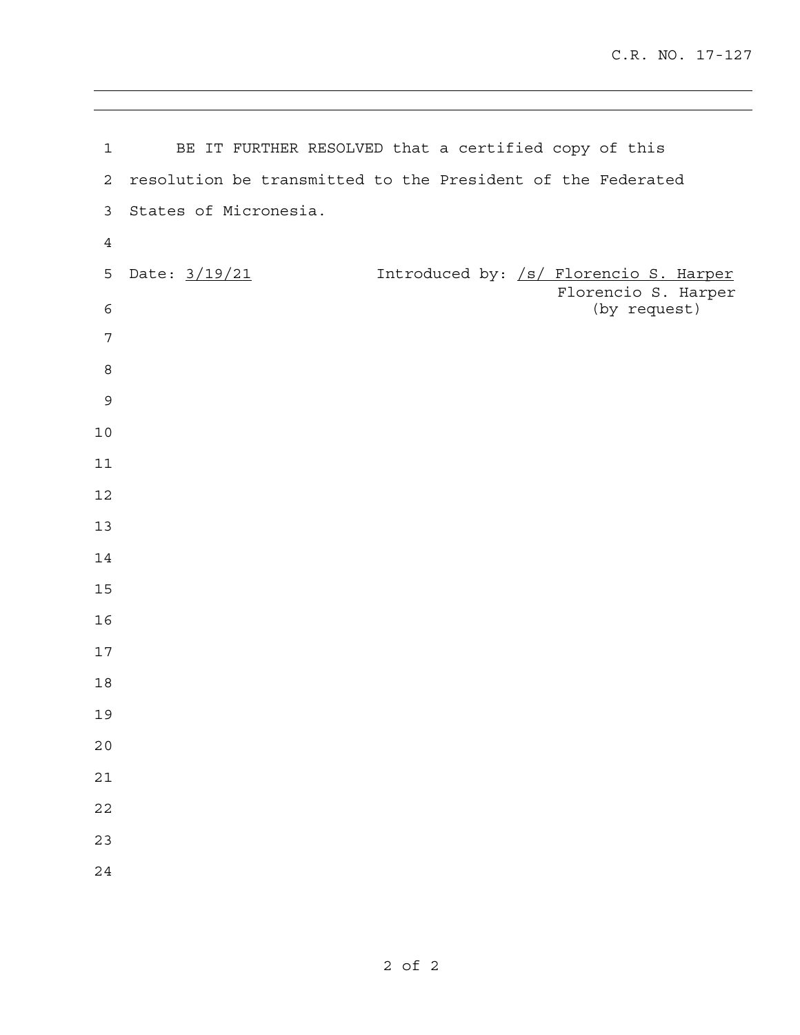BE IT FURTHER RESOLVED that a certified copy of this resolution be transmitted to the President of the Federated States of Micronesia.

Date: 3/19/21

Introduced by: /s/ Florencio S. Harper
Florencio S. Harper
(by request)